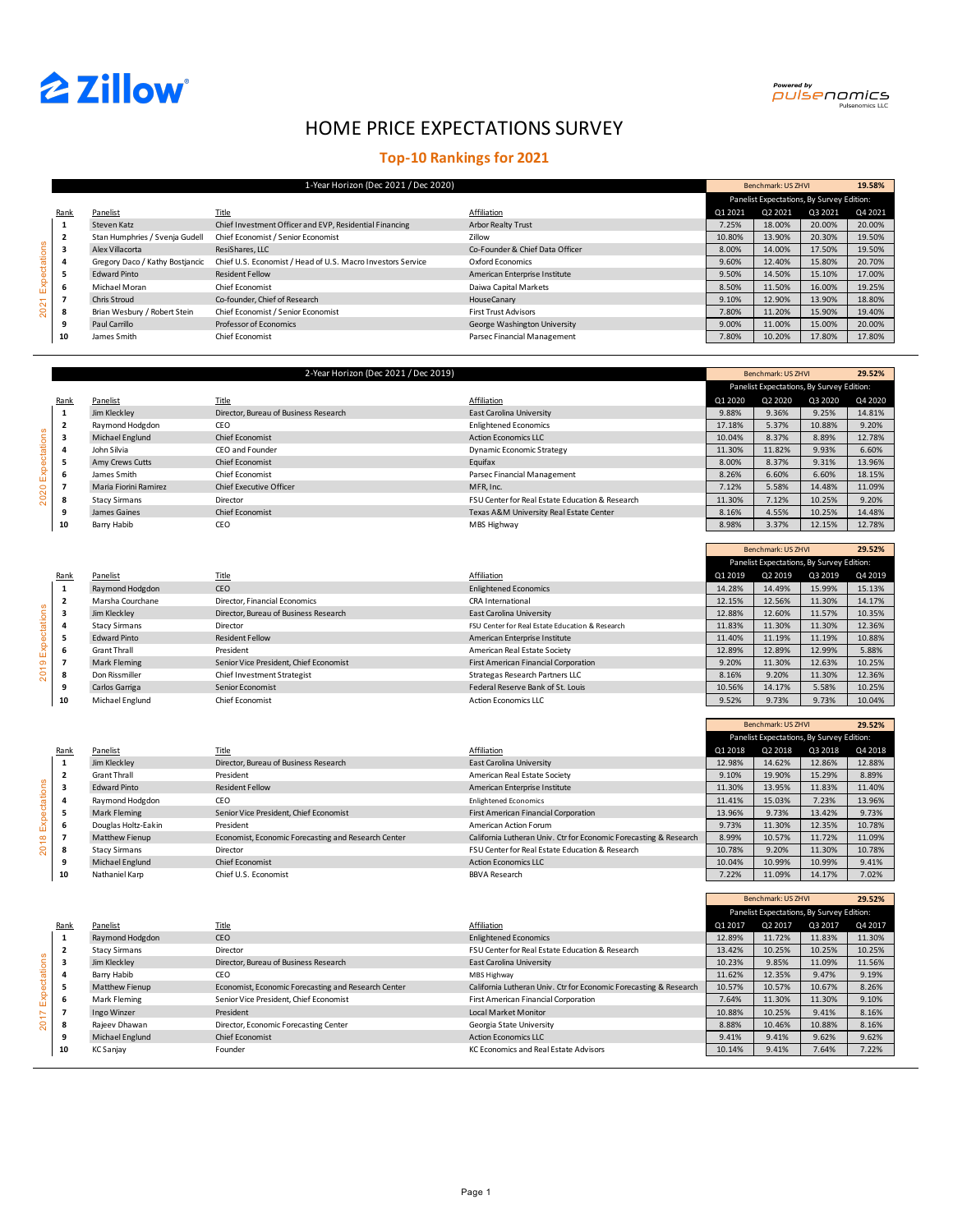Zillow

Powered by pulsenomics Pulsenomics LLC

# HOME PRICE EXPECTATIONS SURVEY

## Top-10 Rankings for 2021

### 2021 Expectations

| 1-Year Horizon (Dec 2021 / Dec 2020) | | | | Benchmark: US ZHVI | | | 19.58% |
|---|---|---|---|---|---|---|---|
| | | | | Panelist Expectations, By Survey Edition: | | | |
| Rank | Panelist | Title | Affiliation | Q1 2021 | Q2 2021 | Q3 2021 | Q4 2021 |
| 1 | Steven Katz | Chief Investment Officer and EVP, Residential Financing | Arbor Realty Trust | 7.25% | 18.00% | 20.00% | 20.00% |
| 2 | Stan Humphries / Svenja Gudell | Chief Economist / Senior Economist | Zillow | 10.80% | 13.90% | 20.30% | 19.50% |
| 3 | Alex Villacorta | ResiShares, LLC | Co-Founder & Chief Data Officer | 8.00% | 14.00% | 17.50% | 19.50% |
| 4 | Gregory Daco / Kathy Bostjancic | Chief U.S. Economist / Head of U.S. Macro Investors Service | Oxford Economics | 9.60% | 12.40% | 15.80% | 20.70% |
| 5 | Edward Pinto | Resident Fellow | American Enterprise Institute | 9.50% | 14.50% | 15.10% | 17.00% |
| 6 | Michael Moran | Chief Economist | Daiwa Capital Markets | 8.50% | 11.50% | 16.00% | 19.25% |
| 7 | Chris Stroud | Co-founder, Chief of Research | HouseCanary | 9.10% | 12.90% | 13.90% | 18.80% |
| 8 | Brian Wesbury / Robert Stein | Chief Economist / Senior Economist | First Trust Advisors | 7.80% | 11.20% | 15.90% | 19.40% |
| 9 | Paul Carrillo | Professor of Economics | George Washington University | 9.00% | 11.00% | 15.00% | 20.00% |
| 10 | James Smith | Chief Economist | Parsec Financial Management | 7.80% | 10.20% | 17.80% | 17.80% |

### 2020 Expectations

| 2-Year Horizon (Dec 2021 / Dec 2019) | | | | Benchmark: US ZHVI | | | 29.52% |
|---|---|---|---|---|---|---|---|
| | | | | Panelist Expectations, By Survey Edition: | | | |
| Rank | Panelist | Title | Affiliation | Q1 2020 | Q2 2020 | Q3 2020 | Q4 2020 |
| 1 | Jim Kleckley | Director, Bureau of Business Research | East Carolina University | 9.88% | 9.36% | 9.25% | 14.81% |
| 2 | Raymond Hodgdon | CEO | Enlightened Economics | 17.18% | 5.37% | 10.88% | 9.20% |
| 3 | Michael Englund | Chief Economist | Action Economics LLC | 10.04% | 8.37% | 8.89% | 12.78% |
| 4 | John Silvia | CEO and Founder | Dynamic Economic Strategy | 11.30% | 11.82% | 9.93% | 6.60% |
| 5 | Amy Crews Cutts | Chief Economist | Equifax | 8.00% | 8.37% | 9.31% | 13.96% |
| 6 | James Smith | Chief Economist | Parsec Financial Management | 8.26% | 6.60% | 6.60% | 18.15% |
| 7 | Maria Fiorini Ramirez | Chief Executive Officer | MFR, Inc. | 7.12% | 5.58% | 14.48% | 11.09% |
| 8 | Stacy Sirmans | Director | FSU Center for Real Estate Education & Research | 11.30% | 7.12% | 10.25% | 9.20% |
| 9 | James Gaines | Chief Economist | Texas A&M University Real Estate Center | 8.16% | 4.55% | 10.25% | 14.48% |
| 10 | Barry Habib | CEO | MBS Highway | 8.98% | 3.37% | 12.15% | 12.78% |

### 2019 Expectations

| | | | | Benchmark: US ZHVI | | | 29.52% |
|---|---|---|---|---|---|---|---|
| | | | | Panelist Expectations, By Survey Edition: | | | |
| Rank | Panelist | Title | Affiliation | Q1 2019 | Q2 2019 | Q3 2019 | Q4 2019 |
| 1 | Raymond Hodgdon | CEO | Enlightened Economics | 14.28% | 14.49% | 15.99% | 15.13% |
| 2 | Marsha Courchane | Director, Financial Economics | CRA International | 12.15% | 12.56% | 11.30% | 14.17% |
| 3 | Jim Kleckley | Director, Bureau of Business Research | East Carolina University | 12.88% | 12.60% | 11.57% | 10.35% |
| 4 | Stacy Sirmans | Director | FSU Center for Real Estate Education & Research | 11.83% | 11.30% | 11.30% | 12.36% |
| 5 | Edward Pinto | Resident Fellow | American Enterprise Institute | 11.40% | 11.19% | 11.19% | 10.88% |
| 6 | Grant Thrall | President | American Real Estate Society | 12.89% | 12.89% | 12.99% | 5.88% |
| 7 | Mark Fleming | Senior Vice President, Chief Economist | First American Financial Corporation | 9.20% | 11.30% | 12.63% | 10.25% |
| 8 | Don Rissmiller | Chief Investment Strategist | Strategas Research Partners LLC | 8.16% | 9.20% | 11.30% | 12.36% |
| 9 | Carlos Garriga | Senior Economist | Federal Reserve Bank of St. Louis | 10.56% | 14.17% | 5.58% | 10.25% |
| 10 | Michael Englund | Chief Economist | Action Economics LLC | 9.52% | 9.73% | 9.73% | 10.04% |

### 2018 Expectations

| | | | | Benchmark: US ZHVI | | | 29.52% |
|---|---|---|---|---|---|---|---|
| | | | | Panelist Expectations, By Survey Edition: | | | |
| Rank | Panelist | Title | Affiliation | Q1 2018 | Q2 2018 | Q3 2018 | Q4 2018 |
| 1 | Jim Kleckley | Director, Bureau of Business Research | East Carolina University | 12.98% | 14.62% | 12.86% | 12.88% |
| 2 | Grant Thrall | President | American Real Estate Society | 9.10% | 19.90% | 15.29% | 8.89% |
| 3 | Edward Pinto | Resident Fellow | American Enterprise Institute | 11.30% | 13.95% | 11.83% | 11.40% |
| 4 | Raymond Hodgdon | CEO | Enlightened Economics | 11.41% | 15.03% | 7.23% | 13.96% |
| 5 | Mark Fleming | Senior Vice President, Chief Economist | First American Financial Corporation | 13.96% | 9.73% | 13.42% | 9.73% |
| 6 | Douglas Holtz-Eakin | President | American Action Forum | 9.73% | 11.30% | 12.35% | 10.78% |
| 7 | Matthew Fienup | Economist, Economic Forecasting and Research Center | California Lutheran Univ. Ctr for Economic Forecasting & Research | 8.99% | 10.57% | 11.72% | 11.09% |
| 8 | Stacy Sirmans | Director | FSU Center for Real Estate Education & Research | 10.78% | 9.20% | 11.30% | 10.78% |
| 9 | Michael Englund | Chief Economist | Action Economics LLC | 10.04% | 10.99% | 10.99% | 9.41% |
| 10 | Nathaniel Karp | Chief U.S. Economist | BBVA Research | 7.22% | 11.09% | 14.17% | 7.02% |

### 2017 Expectations

| | | | | Benchmark: US ZHVI | | | 29.52% |
|---|---|---|---|---|---|---|---|
| | | | | Panelist Expectations, By Survey Edition: | | | |
| Rank | Panelist | Title | Affiliation | Q1 2017 | Q2 2017 | Q3 2017 | Q4 2017 |
| 1 | Raymond Hodgdon | CEO | Enlightened Economics | 12.89% | 11.72% | 11.83% | 11.30% |
| 2 | Stacy Sirmans | Director | FSU Center for Real Estate Education & Research | 13.42% | 10.25% | 10.25% | 10.25% |
| 3 | Jim Kleckley | Director, Bureau of Business Research | East Carolina University | 10.23% | 9.85% | 11.09% | 11.56% |
| 4 | Barry Habib | CEO | MBS Highway | 11.62% | 12.35% | 9.47% | 9.19% |
| 5 | Matthew Fienup | Economist, Economic Forecasting and Research Center | California Lutheran Univ. Ctr for Economic Forecasting & Research | 10.57% | 10.57% | 10.67% | 8.26% |
| 6 | Mark Fleming | Senior Vice President, Chief Economist | First American Financial Corporation | 7.64% | 11.30% | 11.30% | 9.10% |
| 7 | Ingo Winzer | President | Local Market Monitor | 10.88% | 10.25% | 9.41% | 8.16% |
| 8 | Rajeev Dhawan | Director, Economic Forecasting Center | Georgia State University | 8.88% | 10.46% | 10.88% | 8.16% |
| 9 | Michael Englund | Chief Economist | Action Economics LLC | 9.41% | 9.41% | 9.62% | 9.62% |
| 10 | KC Sanjay | Founder | KC Economics and Real Estate Advisors | 10.14% | 9.41% | 7.64% | 7.22% |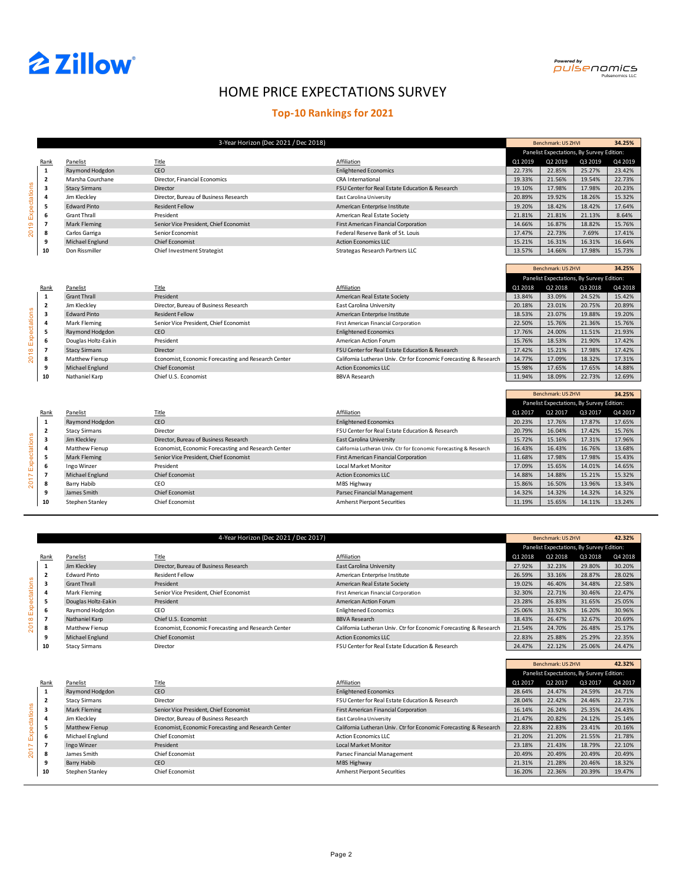# HOME PRICE EXPECTATIONS SURVEY

## Top-10 Rankings for 2021

### 3-Year Horizon (Dec 2021 / Dec 2018)

**2019 Expectations** — Benchmark: US ZHVI 34.25%

| Rank | Panelist | Title | Affiliation | Q1 2019 | Q2 2019 | Q3 2019 | Q4 2019 |
|---|---|---|---|---|---|---|---|
| 1 | Raymond Hodgdon | CEO | Enlightened Economics | 22.73% | 22.85% | 25.27% | 23.42% |
| 2 | Marsha Courchane | Director, Financial Economics | CRA International | 19.33% | 21.56% | 19.54% | 22.73% |
| 3 | Stacy Sirmans | Director | FSU Center for Real Estate Education & Research | 19.10% | 17.98% | 17.98% | 20.23% |
| 4 | Jim Kleckley | Director, Bureau of Business Research | East Carolina University | 20.89% | 19.92% | 18.26% | 15.32% |
| 5 | Edward Pinto | Resident Fellow | American Enterprise Institute | 19.20% | 18.42% | 18.42% | 17.64% |
| 6 | Grant Thrall | President | American Real Estate Society | 21.81% | 21.81% | 21.13% | 8.64% |
| 7 | Mark Fleming | Senior Vice President, Chief Economist | First American Financial Corporation | 14.66% | 16.87% | 18.82% | 15.76% |
| 8 | Carlos Garriga | Senior Economist | Federal Reserve Bank of St. Louis | 17.47% | 22.73% | 7.69% | 17.41% |
| 9 | Michael Englund | Chief Economist | Action Economics LLC | 15.21% | 16.31% | 16.31% | 16.64% |
| 10 | Don Rissmiller | Chief Investment Strategist | Strategas Research Partners LLC | 13.57% | 14.66% | 17.98% | 15.73% |

**2018 Expectations** — Benchmark: US ZHVI 34.25%

| Rank | Panelist | Title | Affiliation | Q1 2018 | Q2 2018 | Q3 2018 | Q4 2018 |
|---|---|---|---|---|---|---|---|
| 1 | Grant Thrall | President | American Real Estate Society | 13.84% | 33.09% | 24.52% | 15.42% |
| 2 | Jim Kleckley | Director, Bureau of Business Research | East Carolina University | 20.18% | 23.01% | 20.75% | 20.89% |
| 3 | Edward Pinto | Resident Fellow | American Enterprise Institute | 18.53% | 23.07% | 19.88% | 19.20% |
| 4 | Mark Fleming | Senior Vice President, Chief Economist | First American Financial Corporation | 22.50% | 15.76% | 21.36% | 15.76% |
| 5 | Raymond Hodgdon | CEO | Enlightened Economics | 17.76% | 24.00% | 11.51% | 21.93% |
| 6 | Douglas Holtz-Eakin | President | American Action Forum | 15.76% | 18.53% | 21.90% | 17.42% |
| 7 | Stacy Sirmans | Director | FSU Center for Real Estate Education & Research | 17.42% | 15.21% | 17.98% | 17.42% |
| 8 | Matthew Fienup | Economist, Economic Forecasting and Research Center | California Lutheran Univ. Ctr for Economic Forecasting & Research | 14.77% | 17.09% | 18.32% | 17.31% |
| 9 | Michael Englund | Chief Economist | Action Economics LLC | 15.98% | 17.65% | 17.65% | 14.88% |
| 10 | Nathaniel Karp | Chief U.S. Economist | BBVA Research | 11.94% | 18.09% | 22.73% | 12.69% |

**2017 Expectations** — Benchmark: US ZHVI 34.25%

| Rank | Panelist | Title | Affiliation | Q1 2017 | Q2 2017 | Q3 2017 | Q4 2017 |
|---|---|---|---|---|---|---|---|
| 1 | Raymond Hodgdon | CEO | Enlightened Economics | 20.23% | 17.76% | 17.87% | 17.65% |
| 2 | Stacy Sirmans | Director | FSU Center for Real Estate Education & Research | 20.79% | 16.04% | 17.42% | 15.76% |
| 3 | Jim Kleckley | Director, Bureau of Business Research | East Carolina University | 15.72% | 15.16% | 17.31% | 17.96% |
| 4 | Matthew Fienup | Economist, Economic Forecasting and Research Center | California Lutheran Univ. Ctr for Economic Forecasting & Research | 16.43% | 16.43% | 16.76% | 13.68% |
| 5 | Mark Fleming | Senior Vice President, Chief Economist | First American Financial Corporation | 11.68% | 17.98% | 17.98% | 15.43% |
| 6 | Ingo Winzer | President | Local Market Monitor | 17.09% | 15.65% | 14.01% | 14.65% |
| 7 | Michael Englund | Chief Economist | Action Economics LLC | 14.88% | 14.88% | 15.21% | 15.32% |
| 8 | Barry Habib | CEO | MBS Highway | 15.86% | 16.50% | 13.96% | 13.34% |
| 9 | James Smith | Chief Economist | Parsec Financial Management | 14.32% | 14.32% | 14.32% | 14.32% |
| 10 | Stephen Stanley | Chief Economist | Amherst Pierpont Securities | 11.19% | 15.65% | 14.11% | 13.24% |

### 4-Year Horizon (Dec 2021 / Dec 2017)

**2018 Expectations** — Benchmark: US ZHVI 42.32%

| Rank | Panelist | Title | Affiliation | Q1 2018 | Q2 2018 | Q3 2018 | Q4 2018 |
|---|---|---|---|---|---|---|---|
| 1 | Jim Kleckley | Director, Bureau of Business Research | East Carolina University | 27.92% | 32.23% | 29.80% | 30.20% |
| 2 | Edward Pinto | Resident Fellow | American Enterprise Institute | 26.59% | 33.16% | 28.87% | 28.02% |
| 3 | Grant Thrall | President | American Real Estate Society | 19.02% | 46.40% | 34.48% | 22.58% |
| 4 | Mark Fleming | Senior Vice President, Chief Economist | First American Financial Corporation | 32.30% | 22.71% | 30.46% | 22.47% |
| 5 | Douglas Holtz-Eakin | President | American Action Forum | 23.28% | 26.83% | 31.65% | 25.05% |
| 6 | Raymond Hodgdon | CEO | Enlightened Economics | 25.06% | 33.92% | 16.20% | 30.96% |
| 7 | Nathaniel Karp | Chief U.S. Economist | BBVA Research | 18.43% | 26.47% | 32.67% | 20.69% |
| 8 | Matthew Fienup | Economist, Economic Forecasting and Research Center | California Lutheran Univ. Ctr for Economic Forecasting & Research | 21.54% | 24.70% | 26.48% | 25.17% |
| 9 | Michael Englund | Chief Economist | Action Economics LLC | 22.83% | 25.88% | 25.29% | 22.35% |
| 10 | Stacy Sirmans | Director | FSU Center for Real Estate Education & Research | 24.47% | 22.12% | 25.06% | 24.47% |

**2017 Expectations** — Benchmark: US ZHVI 42.32%

| Rank | Panelist | Title | Affiliation | Q1 2017 | Q2 2017 | Q3 2017 | Q4 2017 |
|---|---|---|---|---|---|---|---|
| 1 | Raymond Hodgdon | CEO | Enlightened Economics | 28.64% | 24.47% | 24.59% | 24.71% |
| 2 | Stacy Sirmans | Director | FSU Center for Real Estate Education & Research | 28.04% | 22.42% | 24.46% | 22.71% |
| 3 | Mark Fleming | Senior Vice President, Chief Economist | First American Financial Corporation | 16.14% | 26.24% | 25.35% | 24.43% |
| 4 | Jim Kleckley | Director, Bureau of Business Research | East Carolina University | 21.47% | 20.82% | 24.12% | 25.14% |
| 5 | Matthew Fienup | Economist, Economic Forecasting and Research Center | California Lutheran Univ. Ctr for Economic Forecasting & Research | 22.83% | 22.83% | 23.41% | 20.16% |
| 6 | Michael Englund | Chief Economist | Action Economics LLC | 21.20% | 21.20% | 21.55% | 21.78% |
| 7 | Ingo Winzer | President | Local Market Monitor | 23.18% | 21.43% | 18.79% | 22.10% |
| 8 | James Smith | Chief Economist | Parsec Financial Management | 20.49% | 20.49% | 20.49% | 20.49% |
| 9 | Barry Habib | CEO | MBS Highway | 21.31% | 21.28% | 20.46% | 18.32% |
| 10 | Stephen Stanley | Chief Economist | Amherst Pierpont Securities | 16.20% | 22.36% | 20.39% | 19.47% |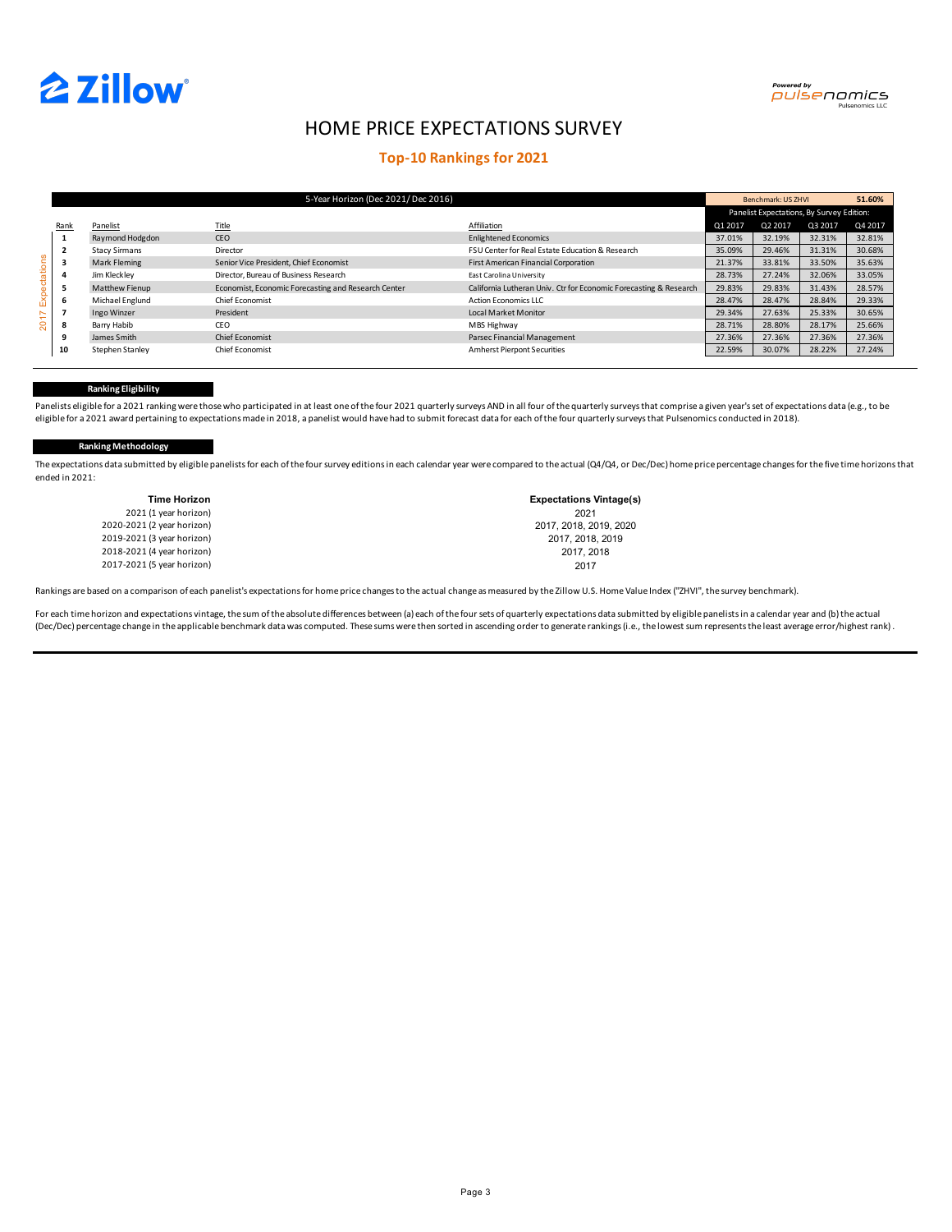# HOME PRICE EXPECTATIONS SURVEY

## Top-10 Rankings for 2021

2017 Expectations

| 5-Year Horizon (Dec 2021/ Dec 2016) | | | | Benchmark: US ZHVI | | | 51.60% |
|---|---|---|---|---|---|---|---|
| | | | | Panelist Expectations, By Survey Edition: | | | |
| Rank | Panelist | Title | Affiliation | Q1 2017 | Q2 2017 | Q3 2017 | Q4 2017 |
| 1 | Raymond Hodgdon | CEO | Enlightened Economics | 37.01% | 32.19% | 32.31% | 32.81% |
| 2 | Stacy Sirmans | Director | FSU Center for Real Estate Education & Research | 35.09% | 29.46% | 31.31% | 30.68% |
| 3 | Mark Fleming | Senior Vice President, Chief Economist | First American Financial Corporation | 21.37% | 33.81% | 33.50% | 35.63% |
| 4 | Jim Kleckley | Director, Bureau of Business Research | East Carolina University | 28.73% | 27.24% | 32.06% | 33.05% |
| 5 | Matthew Fienup | Economist, Economic Forecasting and Research Center | California Lutheran Univ. Ctr for Economic Forecasting & Research | 29.83% | 29.83% | 31.43% | 28.57% |
| 6 | Michael Englund | Chief Economist | Action Economics LLC | 28.47% | 28.47% | 28.84% | 29.33% |
| 7 | Ingo Winzer | President | Local Market Monitor | 29.34% | 27.63% | 25.33% | 30.65% |
| 8 | Barry Habib | CEO | MBS Highway | 28.71% | 28.80% | 28.17% | 25.66% |
| 9 | James Smith | Chief Economist | Parsec Financial Management | 27.36% | 27.36% | 27.36% | 27.36% |
| 10 | Stephen Stanley | Chief Economist | Amherst Pierpont Securities | 22.59% | 30.07% | 28.22% | 27.24% |

### Ranking Eligibility

Panelists eligible for a 2021 ranking were those who participated in at least one of the four 2021 quarterly surveys AND in all four of the quarterly surveys that comprise a given year's set of expectations data (e.g., to be eligible for a 2021 award pertaining to expectations made in 2018, a panelist would have had to submit forecast data for each of the four quarterly surveys that Pulsenomics conducted in 2018).

### Ranking Methodology

The expectations data submitted by eligible panelists for each of the four survey editions in each calendar year were compared to the actual (Q4/Q4, or Dec/Dec) home price percentage changes for the five time horizons that ended in 2021:

| Time Horizon | Expectations Vintage(s) |
|---|---|
| 2021 (1 year horizon) | 2021 |
| 2020-2021 (2 year horizon) | 2017, 2018, 2019, 2020 |
| 2019-2021 (3 year horizon) | 2017, 2018, 2019 |
| 2018-2021 (4 year horizon) | 2017, 2018 |
| 2017-2021 (5 year horizon) | 2017 |

Rankings are based on a comparison of each panelist's expectations for home price changes to the actual change as measured by the Zillow U.S. Home Value Index ("ZHVI", the survey benchmark).

For each time horizon and expectations vintage, the sum of the absolute differences between (a) each of the four sets of quarterly expectations data submitted by eligible panelists in a calendar year and (b) the actual (Dec/Dec) percentage change in the applicable benchmark data was computed. These sums were then sorted in ascending order to generate rankings (i.e., the lowest sum represents the least average error/highest rank).